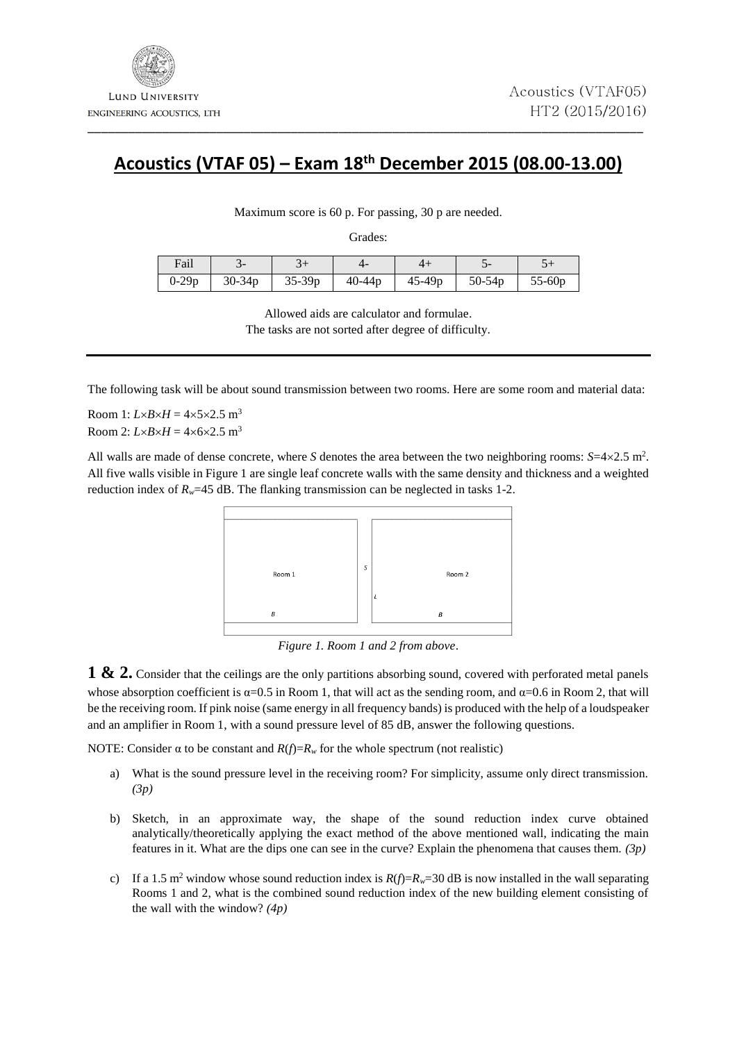Lund University
Engineering Acoustics, LTH

Acoustics (VTAF05)
HT2 (2015/2016)

# Acoustics (VTAF 05) – Exam 18th December 2015 (08.00-13.00)

Maximum score is 60 p. For passing, 30 p are needed.

Grades:

| Fail | 3- | 3+ | 4- | 4+ | 5- | 5+ |
|---|---|---|---|---|---|---|
| 0-29p | 30-34p | 35-39p | 40-44p | 45-49p | 50-54p | 55-60p |

Allowed aids are calculator and formulae.
The tasks are not sorted after degree of difficulty.

---

The following task will be about sound transmission between two rooms. Here are some room and material data:

Room 1: $L \times B \times H = 4 \times 5 \times 2.5$ m$^3$
Room 2: $L \times B \times H = 4 \times 6 \times 2.5$ m$^3$

All walls are made of dense concrete, where $S$ denotes the area between the two neighboring rooms: $S = 4 \times 2.5$ m$^2$. All five walls visible in Figure 1 are single leaf concrete walls with the same density and thickness and a weighted reduction index of $R_w = 45$ dB. The flanking transmission can be neglected in tasks 1-2.

*Figure 1. Room 1 and 2 from above.*

**1 & 2.** Consider that the ceilings are the only partitions absorbing sound, covered with perforated metal panels whose absorption coefficient is $\alpha = 0.5$ in Room 1, that will act as the sending room, and $\alpha = 0.6$ in Room 2, that will be the receiving room. If pink noise (same energy in all frequency bands) is produced with the help of a loudspeaker and an amplifier in Room 1, with a sound pressure level of 85 dB, answer the following questions.

NOTE: Consider $\alpha$ to be constant and $R(f) = R_w$ for the whole spectrum (not realistic)

a) What is the sound pressure level in the receiving room? For simplicity, assume only direct transmission. *(3p)*

b) Sketch, in an approximate way, the shape of the sound reduction index curve obtained analytically/theoretically applying the exact method of the above mentioned wall, indicating the main features in it. What are the dips one can see in the curve? Explain the phenomena that causes them. *(3p)*

c) If a 1.5 m$^2$ window whose sound reduction index is $R(f) = R_w = 30$ dB is now installed in the wall separating Rooms 1 and 2, what is the combined sound reduction index of the new building element consisting of the wall with the window? *(4p)*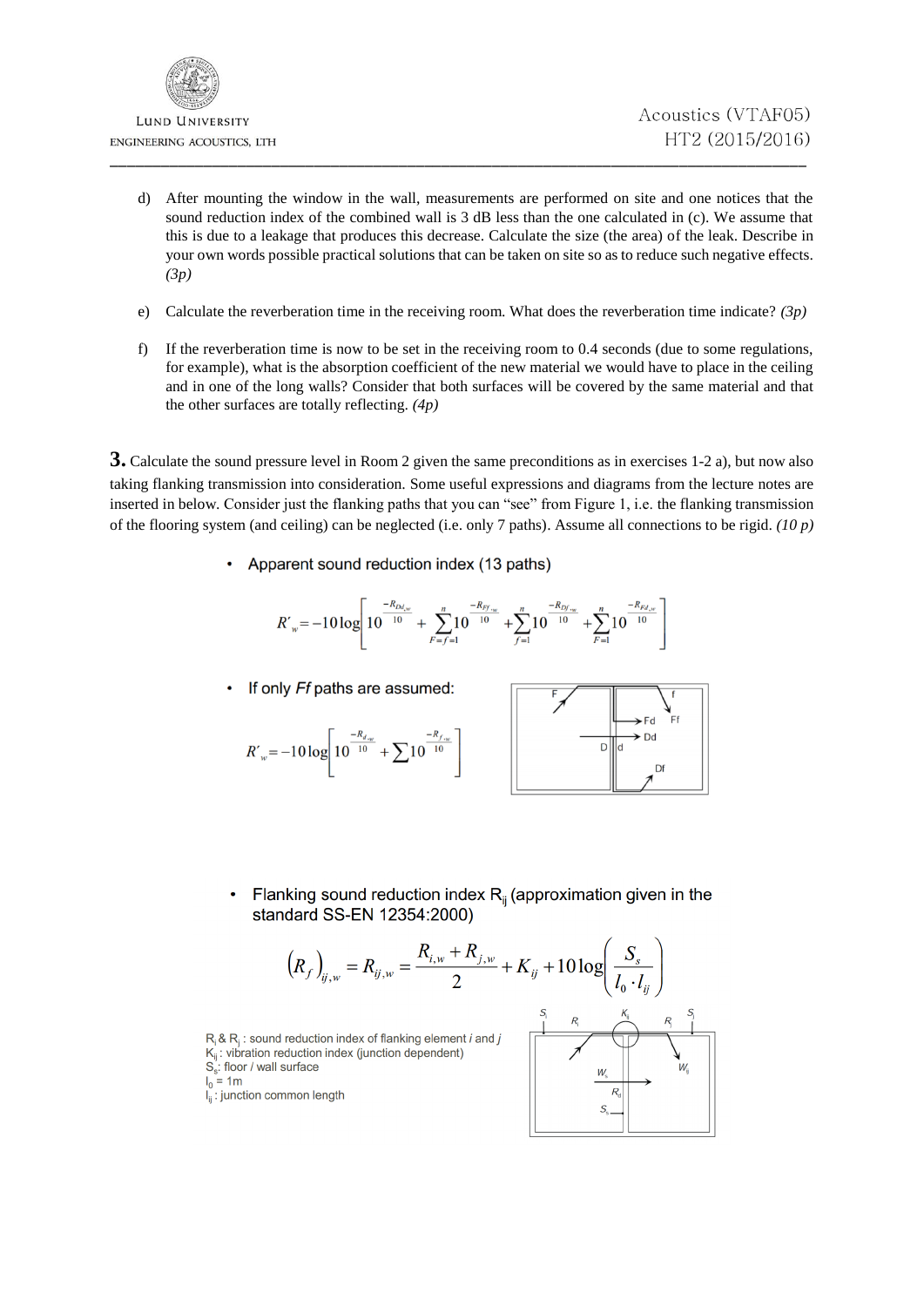d) After mounting the window in the wall, measurements are performed on site and one notices that the sound reduction index of the combined wall is 3 dB less than the one calculated in (c). We assume that this is due to a leakage that produces this decrease. Calculate the size (the area) of the leak. Describe in your own words possible practical solutions that can be taken on site so as to reduce such negative effects. *(3p)*

e) Calculate the reverberation time in the receiving room. What does the reverberation time indicate? *(3p)*

f) If the reverberation time is now to be set in the receiving room to 0.4 seconds (due to some regulations, for example), what is the absorption coefficient of the new material we would have to place in the ceiling and in one of the long walls? Consider that both surfaces will be covered by the same material and that the other surfaces are totally reflecting. *(4p)*

**3.** Calculate the sound pressure level in Room 2 given the same preconditions as in exercises 1-2 a), but now also taking flanking transmission into consideration. Some useful expressions and diagrams from the lecture notes are inserted in below. Consider just the flanking paths that you can "see" from Figure 1, i.e. the flanking transmission of the flooring system (and ceiling) can be neglected (i.e. only 7 paths). Assume all connections to be rigid. *(10 p)*

- Apparent sound reduction index (13 paths)

$$R'_w = -10\log\left[10^{\frac{-R_{Dd,w}}{10}} + \sum_{F=f=1}^{n} 10^{\frac{-R_{Ff,w}}{10}} + \sum_{f=1}^{n} 10^{\frac{-R_{Df,w}}{10}} + \sum_{F=1}^{n} 10^{\frac{-R_{Fd,w}}{10}}\right]$$

- If only *Ff* paths are assumed:

$$R'_w = -10\log\left[10^{\frac{-R_{d,w}}{10}} + \sum 10^{\frac{-R_{f,w}}{10}}\right]$$

F, f, Ff, Fd, Dd, D, d, Df

- Flanking sound reduction index $R_{ij}$ (approximation given in the standard SS-EN 12354:2000)

$$\left(R_f\right)_{ij,w} = R_{ij,w} = \frac{R_{i,w} + R_{j,w}}{2} + K_{ij} + 10\log\left(\frac{S_s}{l_0 \cdot l_{ij}}\right)$$

$R_i$ & $R_j$ : sound reduction index of flanking element *i* and *j*
$K_{ij}$ : vibration reduction index (junction dependent)
$S_s$: floor / wall surface
$l_0$ = 1m
$l_{ij}$ : junction common length

$S_i$, $R_i$, $K_{ij}$, $R_j$, $S_j$, $W_s$, $W_{ij}$, $R_d$, $S_s$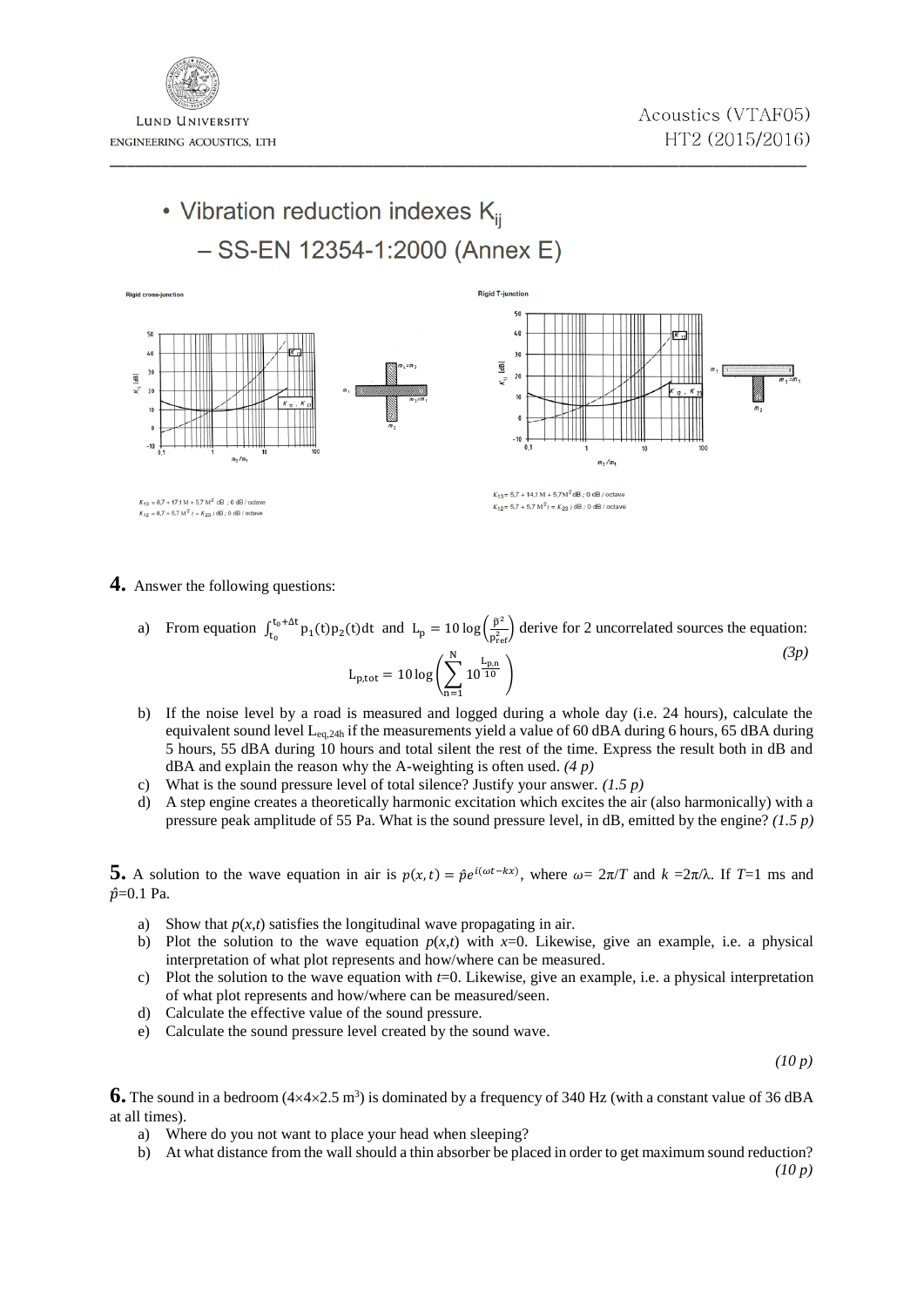• Vibration reduction indexes $K_{ij}$

– SS-EN 12354-1:2000 (Annex E)

Rigid cross-junction

$K_{ij}$ [dB]

50
40
30
20
10
0
-10

0,1
1
10
100

$m_2/m_1$

$K_{13}$
$K_{12}$, $K_{23}$

$m_1$
$m_3=m_1$
$m_4=m_2$
$m_2$

$K_{13} = 8{,}7 + 17{,}1\,M + 5{,}7\,M^2$ dB ; 0 dB / octave
$K_{12} = 8{,}7 + 5{,}7\,M^2 / = K_{23}$ / dB ; 0 dB / octave

Rigid T-junction

$K_{ij}$ [dB]

50
40
30
20
10
0
-10

0,1
1
10
100

$m_2/m_1$

$K_{13}$
$K_{12}$, $K_{23}$

$m_1$
$m_3=m_1$
$m_2$

$K_{13} = 5{,}7 + 14{,}1\,M + 5{,}7M^2$ dB ; 0 dB / octave
$K_{12} = 5{,}7 + 5{,}7\,M^2 / = K_{23}$ / dB ; 0 dB / octave

**4.** Answer the following questions:

a) From equation $\int_{t_0}^{t_0+\Delta t} p_1(t)p_2(t)dt$ and $L_p = 10\log\left(\frac{\tilde{p}^2}{p_{ref}^2}\right)$ derive for 2 uncorrelated sources the equation: *(3p)*

$$L_{p,tot} = 10\log\left(\sum_{n=1}^{N} 10^{\frac{L_{p,n}}{10}}\right)$$

b) If the noise level by a road is measured and logged during a whole day (i.e. 24 hours), calculate the equivalent sound level $L_{eq,24h}$ if the measurements yield a value of 60 dBA during 6 hours, 65 dBA during 5 hours, 55 dBA during 10 hours and total silent the rest of the time. Express the result both in dB and dBA and explain the reason why the A-weighting is often used. *(4 p)*

c) What is the sound pressure level of total silence? Justify your answer. *(1.5 p)*

d) A step engine creates a theoretically harmonic excitation which excites the air (also harmonically) with a pressure peak amplitude of 55 Pa. What is the sound pressure level, in dB, emitted by the engine? *(1.5 p)*

**5.** A solution to the wave equation in air is $p(x,t) = \hat{p}e^{i(\omega t - kx)}$, where $\omega = 2\pi/T$ and $k = 2\pi/\lambda$. If $T$=1 ms and $\hat{p}$=0.1 Pa.

a) Show that $p(x,t)$ satisfies the longitudinal wave propagating in air.
b) Plot the solution to the wave equation $p(x,t)$ with $x$=0. Likewise, give an example, i.e. a physical interpretation of what plot represents and how/where can be measured.
c) Plot the solution to the wave equation with $t$=0. Likewise, give an example, i.e. a physical interpretation of what plot represents and how/where can be measured/seen.
d) Calculate the effective value of the sound pressure.
e) Calculate the sound pressure level created by the sound wave.

*(10 p)*

**6.** The sound in a bedroom (4×4×2.5 m$^3$) is dominated by a frequency of 340 Hz (with a constant value of 36 dBA at all times).

a) Where do you not want to place your head when sleeping?
b) At what distance from the wall should a thin absorber be placed in order to get maximum sound reduction?

*(10 p)*